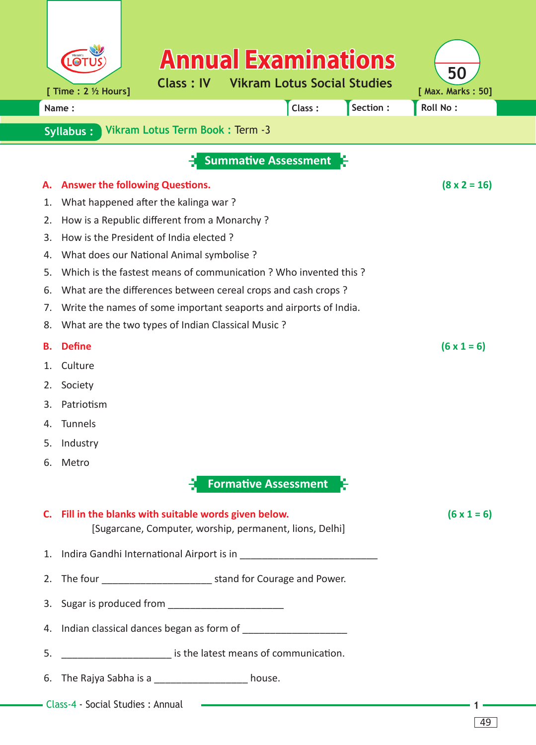# Annual Examinations

**Class : IV　Vikram Lotus Social Studies**

[ Time : 2 ½ Hours]　　　　[ Max. Marks : 50]

Name :　　　　Class :　　　　Section :　　　　Roll No :

**Syllabus :** Vikram Lotus Term Book : Term -3

## Summative Assessment

**A. Answer the following Questions.** **(8 x 2 = 16)**

1. What happened after the kalinga war ?
2. How is a Republic different from a Monarchy ?
3. How is the President of India elected ?
4. What does our National Animal symbolise ?
5. Which is the fastest means of communication ? Who invented this ?
6. What are the differences between cereal crops and cash crops ?
7. Write the names of some important seaports and airports of India.
8. What are the two types of Indian Classical Music ?

**B. Define** **(6 x 1 = 6)**

1. Culture
2. Society
3. Patriotism
4. Tunnels
5. Industry
6. Metro

## Formative Assessment

**C. Fill in the blanks with suitable words given below.** **(6 x 1 = 6)**

[Sugarcane, Computer, worship, permanent, lions, Delhi]

1. Indira Gandhi International Airport is in ___________________________
2. The four _____________________ stand for Courage and Power.
3. Sugar is produced from ______________________
4. Indian classical dances began as form of ___________________
5. _____________________ is the latest means of communication.
6. The Rajya Sabha is a _________________ house.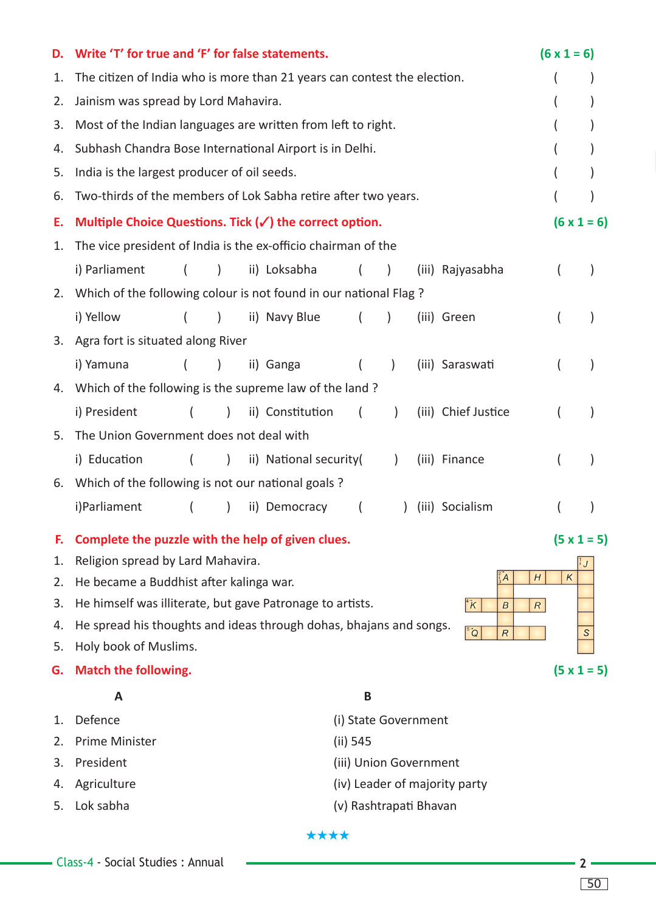**D. Write 'T' for true and 'F' for false statements.** **(6 x 1 = 6)**

1. The citizen of India who is more than 21 years can contest the election. ( )
2. Jainism was spread by Lord Mahavira. ( )
3. Most of the Indian languages are written from left to right. ( )
4. Subhash Chandra Bose International Airport is in Delhi. ( )
5. India is the largest producer of oil seeds. ( )
6. Two-thirds of the members of Lok Sabha retire after two years. ( )

**E. Multiple Choice Questions. Tick (✓) the correct option.** **(6 x 1 = 6)**

1. The vice president of India is the ex-officio chairman of the
   i) Parliament ( ) ii) Loksabha ( ) (iii) Rajyasabha ( )
2. Which of the following colour is not found in our national Flag ?
   i) Yellow ( ) ii) Navy Blue ( ) (iii) Green ( )
3. Agra fort is situated along River
   i) Yamuna ( ) ii) Ganga ( ) (iii) Saraswati ( )
4. Which of the following is the supreme law of the land ?
   i) President ( ) ii) Constitution ( ) (iii) Chief Justice ( )
5. The Union Government does not deal with
   i) Education ( ) ii) National security( ) (iii) Finance ( )
6. Which of the following is not our national goals ?
   i)Parliament ( ) ii) Democracy ( ) (iii) Socialism ( )

**F. Complete the puzzle with the help of given clues.** **(5 x 1 = 5)**

1. Religion spread by Lard Mahavira.
2. He became a Buddhist after kalinga war.
3. He himself was illiterate, but gave Patronage to artists.
4. He spread his thoughts and ideas through dohas, bhajans and songs.
5. Holy book of Muslims.

1 J
2 3 A _ H _ K
4 K _ B _ R
5 Q _ R _ _
S

**G. Match the following.** **(5 x 1 = 5)**

| A | B |
|---|---|
| 1. Defence | (i) State Government |
| 2. Prime Minister | (ii) 545 |
| 3. President | (iii) Union Government |
| 4. Agriculture | (iv) Leader of majority party |
| 5. Lok sabha | (v) Rashtrapati Bhavan |

★★★★